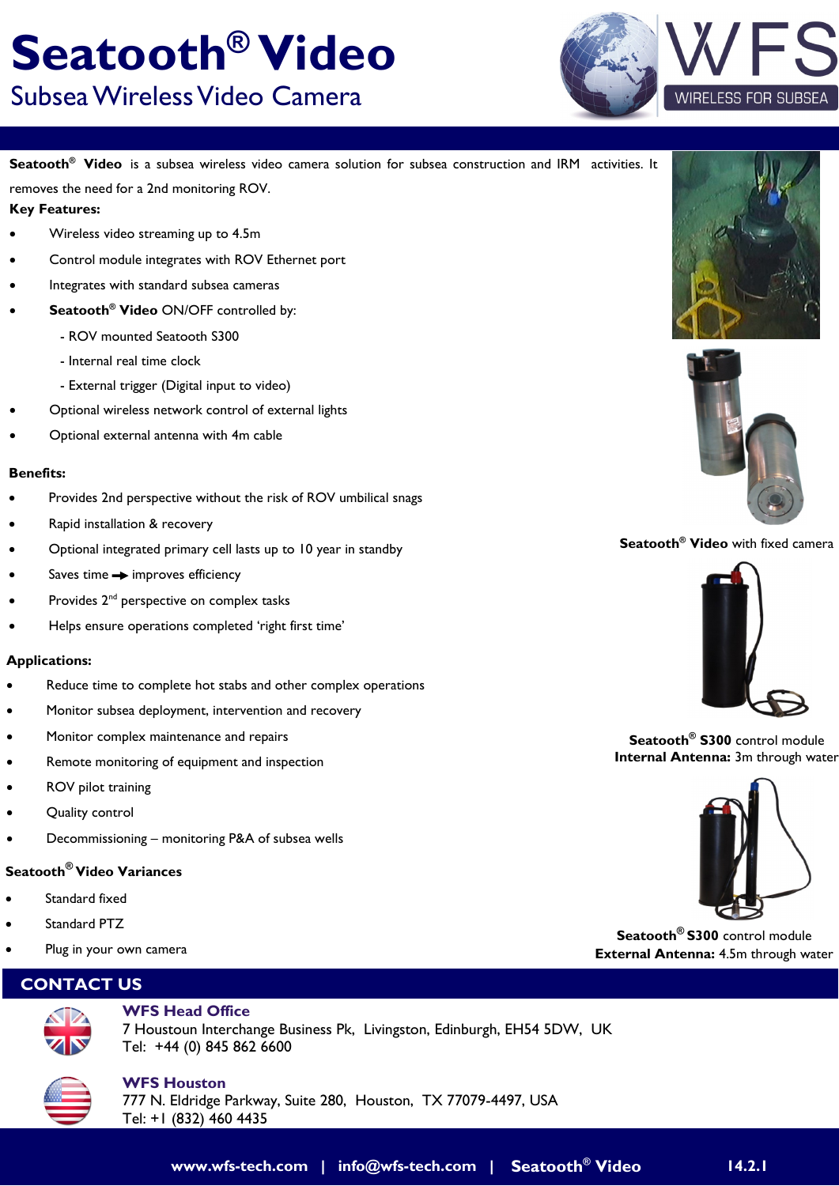# Seatooth® Video

## Subsea Wireless Video Camera

WFS WIRELESS FOR SUBSEA

**Seatooth® Video** is a subsea wireless video camera solution for subsea construction and IRM activities. It removes the need for a 2nd monitoring ROV.

**Key Features:**

- Wireless video streaming up to 4.5m
- Control module integrates with ROV Ethernet port
- Integrates with standard subsea cameras
- **Seatooth® Video** ON/OFF controlled by:
  - ROV mounted Seatooth S300
  - Internal real time clock
  - External trigger (Digital input to video)
- Optional wireless network control of external lights
- Optional external antenna with 4m cable

**Benefits:**

- Provides 2nd perspective without the risk of ROV umbilical snags
- Rapid installation & recovery
- Optional integrated primary cell lasts up to 10 year in standby
- Saves time → improves efficiency
- Provides 2nd perspective on complex tasks
- Helps ensure operations completed 'right first time'

**Applications:**

- Reduce time to complete hot stabs and other complex operations
- Monitor subsea deployment, intervention and recovery
- Monitor complex maintenance and repairs
- Remote monitoring of equipment and inspection
- ROV pilot training
- Quality control
- Decommissioning – monitoring P&A of subsea wells

**Seatooth® Video Variances**

- Standard fixed
- Standard PTZ
- Plug in your own camera

**Seatooth® Video** with fixed camera

**Seatooth® S300** control module
**Internal Antenna:** 3m through water

**Seatooth® S300** control module
**External Antenna:** 4.5m through water

## CONTACT US

**WFS Head Office**
7 Houstoun Interchange Business Pk, Livingston, Edinburgh, EH54 5DW, UK
Tel: +44 (0) 845 862 6600

**WFS Houston**
777 N. Eldridge Parkway, Suite 280, Houston, TX 77079-4497, USA
Tel: +1 (832) 460 4435

**www.wfs-tech.com | info@wfs-tech.com | Seatooth® Video 14.2.1**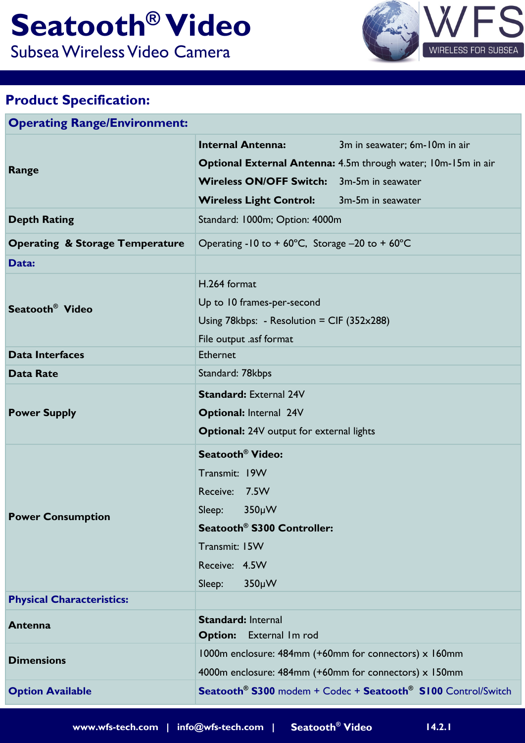# Seatooth® Video

## Subsea Wireless Video Camera

## Product Specification:

| | |
|---|---|
| **Operating Range/Environment:** | |
| **Range** | **Internal Antenna:** 3m in seawater; 6m-10m in air<br>**Optional External Antenna:** 4.5m through water; 10m-15m in air<br>**Wireless ON/OFF Switch:** 3m-5m in seawater<br>**Wireless Light Control:** 3m-5m in seawater |
| **Depth Rating** | Standard: 1000m; Option: 4000m |
| **Operating & Storage Temperature** | Operating -10 to + 60°C, Storage –20 to + 60°C |
| **Data:** | |
| **Seatooth® Video** | H.264 format<br>Up to 10 frames-per-second<br>Using 78kbps: - Resolution = CIF (352x288)<br>File output .asf format |
| **Data Interfaces** | Ethernet |
| **Data Rate** | Standard: 78kbps |
| **Power Supply** | **Standard:** External 24V<br>**Optional:** Internal 24V<br>**Optional:** 24V output for external lights |
| **Power Consumption** | **Seatooth® Video:**<br>Transmit: 19W<br>Receive: 7.5W<br>Sleep: 350μW<br>**Seatooth® S300 Controller:**<br>Transmit: 15W<br>Receive: 4.5W<br>Sleep: 350μW |
| **Physical Characteristics:** | |
| **Antenna** | **Standard:** Internal<br>**Option:** External 1m rod |
| **Dimensions** | 1000m enclosure: 484mm (+60mm for connectors) x 160mm<br>4000m enclosure: 484mm (+60mm for connectors) x 150mm |
| **Option Available** | **Seatooth® S300** modem + Codec + **Seatooth® S100** Control/Switch |

www.wfs-tech.com | info@wfs-tech.com | Seatooth® Video 14.2.1